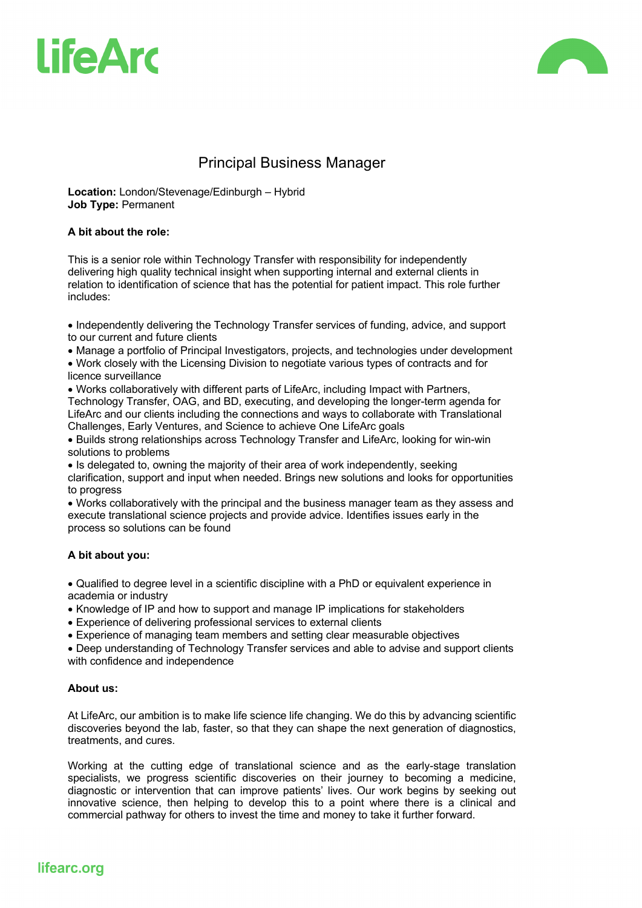# Principal Business Manager

**Location:** London/Stevenage/Edinburgh – Hybrid
**Job Type:** Permanent

**A bit about the role:**

This is a senior role within Technology Transfer with responsibility for independently delivering high quality technical insight when supporting internal and external clients in relation to identification of science that has the potential for patient impact. This role further includes:

- Independently delivering the Technology Transfer services of funding, advice, and support to our current and future clients
- Manage a portfolio of Principal Investigators, projects, and technologies under development
- Work closely with the Licensing Division to negotiate various types of contracts and for licence surveillance
- Works collaboratively with different parts of LifeArc, including Impact with Partners, Technology Transfer, OAG, and BD, executing, and developing the longer-term agenda for LifeArc and our clients including the connections and ways to collaborate with Translational Challenges, Early Ventures, and Science to achieve One LifeArc goals
- Builds strong relationships across Technology Transfer and LifeArc, looking for win-win solutions to problems
- Is delegated to, owning the majority of their area of work independently, seeking clarification, support and input when needed. Brings new solutions and looks for opportunities to progress
- Works collaboratively with the principal and the business manager team as they assess and execute translational science projects and provide advice. Identifies issues early in the process so solutions can be found

**A bit about you:**

- Qualified to degree level in a scientific discipline with a PhD or equivalent experience in academia or industry
- Knowledge of IP and how to support and manage IP implications for stakeholders
- Experience of delivering professional services to external clients
- Experience of managing team members and setting clear measurable objectives
- Deep understanding of Technology Transfer services and able to advise and support clients with confidence and independence

**About us:**

At LifeArc, our ambition is to make life science life changing. We do this by advancing scientific discoveries beyond the lab, faster, so that they can shape the next generation of diagnostics, treatments, and cures.

Working at the cutting edge of translational science and as the early-stage translation specialists, we progress scientific discoveries on their journey to becoming a medicine, diagnostic or intervention that can improve patients' lives. Our work begins by seeking out innovative science, then helping to develop this to a point where there is a clinical and commercial pathway for others to invest the time and money to take it further forward.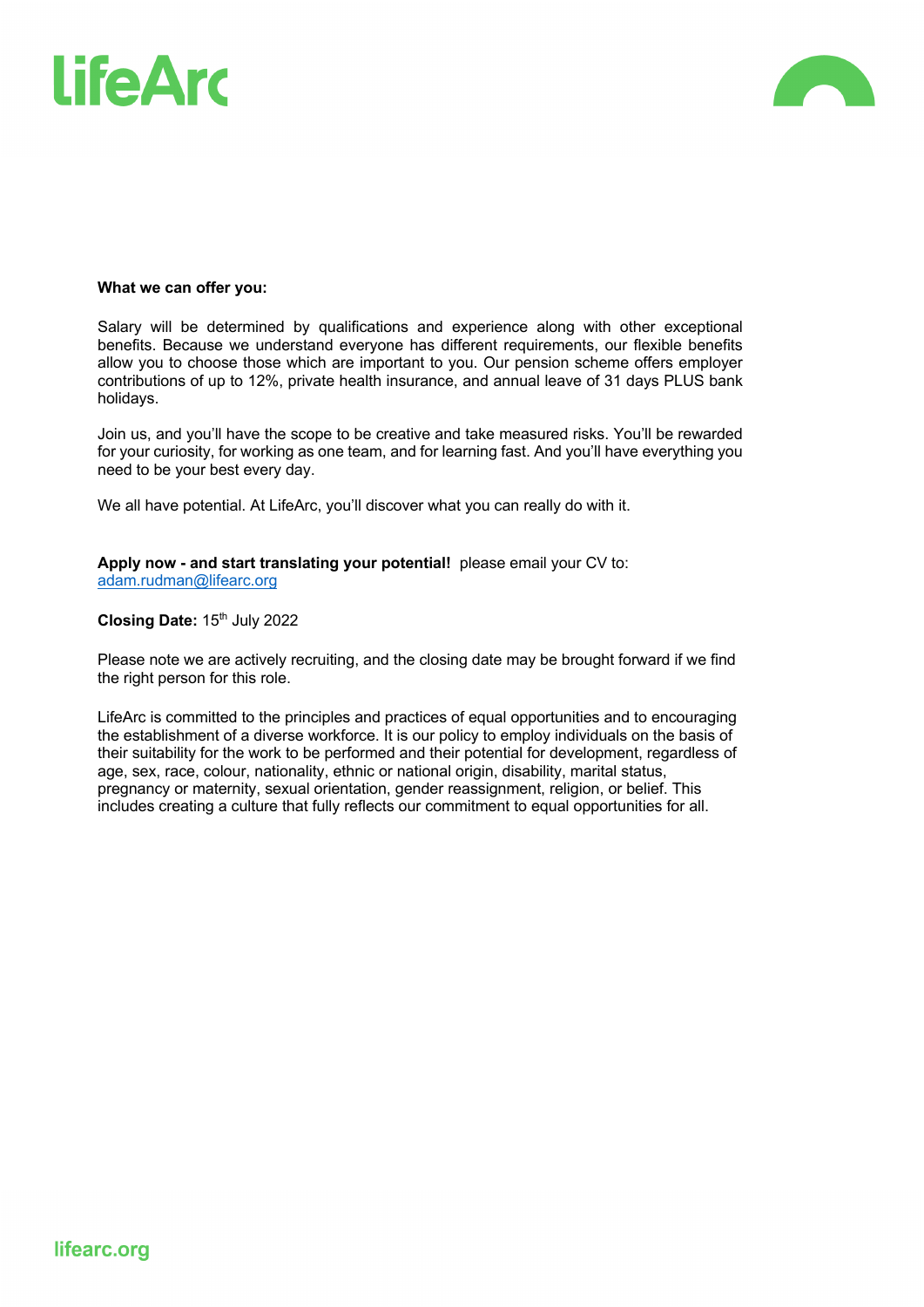**What we can offer you:**

Salary will be determined by qualifications and experience along with other exceptional benefits. Because we understand everyone has different requirements, our flexible benefits allow you to choose those which are important to you. Our pension scheme offers employer contributions of up to 12%, private health insurance, and annual leave of 31 days PLUS bank holidays.

Join us, and you'll have the scope to be creative and take measured risks. You'll be rewarded for your curiosity, for working as one team, and for learning fast. And you'll have everything you need to be your best every day.

We all have potential. At LifeArc, you'll discover what you can really do with it.

**Apply now - and start translating your potential!** please email your CV to: adam.rudman@lifearc.org

**Closing Date:** 15th July 2022

Please note we are actively recruiting, and the closing date may be brought forward if we find the right person for this role.

LifeArc is committed to the principles and practices of equal opportunities and to encouraging the establishment of a diverse workforce. It is our policy to employ individuals on the basis of their suitability for the work to be performed and their potential for development, regardless of age, sex, race, colour, nationality, ethnic or national origin, disability, marital status, pregnancy or maternity, sexual orientation, gender reassignment, religion, or belief. This includes creating a culture that fully reflects our commitment to equal opportunities for all.